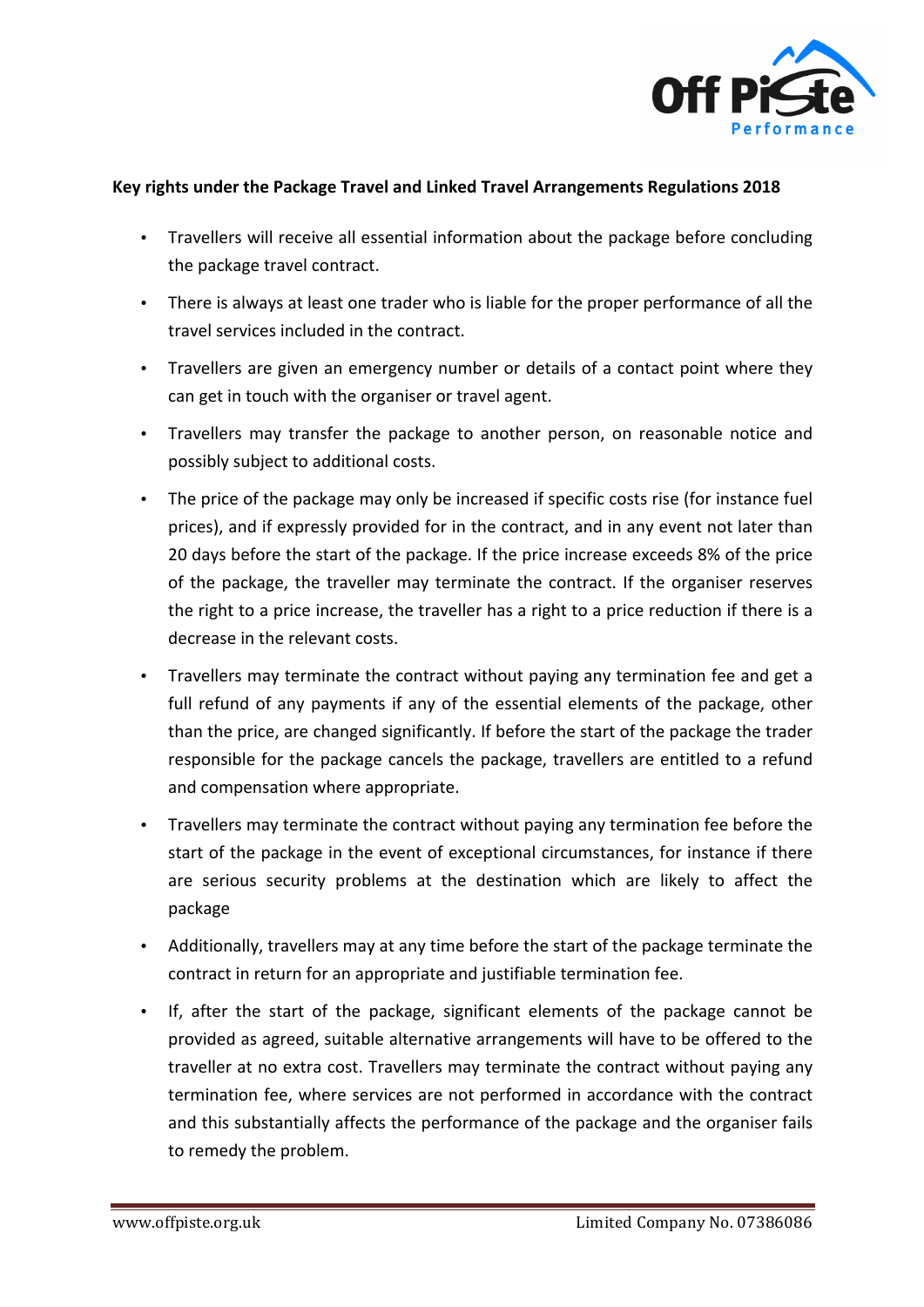**Key rights under the Package Travel and Linked Travel Arrangements Regulations 2018**

- Travellers will receive all essential information about the package before concluding the package travel contract.
- There is always at least one trader who is liable for the proper performance of all the travel services included in the contract.
- Travellers are given an emergency number or details of a contact point where they can get in touch with the organiser or travel agent.
- Travellers may transfer the package to another person, on reasonable notice and possibly subject to additional costs.
- The price of the package may only be increased if specific costs rise (for instance fuel prices), and if expressly provided for in the contract, and in any event not later than 20 days before the start of the package. If the price increase exceeds 8% of the price of the package, the traveller may terminate the contract. If the organiser reserves the right to a price increase, the traveller has a right to a price reduction if there is a decrease in the relevant costs.
- Travellers may terminate the contract without paying any termination fee and get a full refund of any payments if any of the essential elements of the package, other than the price, are changed significantly. If before the start of the package the trader responsible for the package cancels the package, travellers are entitled to a refund and compensation where appropriate.
- Travellers may terminate the contract without paying any termination fee before the start of the package in the event of exceptional circumstances, for instance if there are serious security problems at the destination which are likely to affect the package
- Additionally, travellers may at any time before the start of the package terminate the contract in return for an appropriate and justifiable termination fee.
- If, after the start of the package, significant elements of the package cannot be provided as agreed, suitable alternative arrangements will have to be offered to the traveller at no extra cost. Travellers may terminate the contract without paying any termination fee, where services are not performed in accordance with the contract and this substantially affects the performance of the package and the organiser fails to remedy the problem.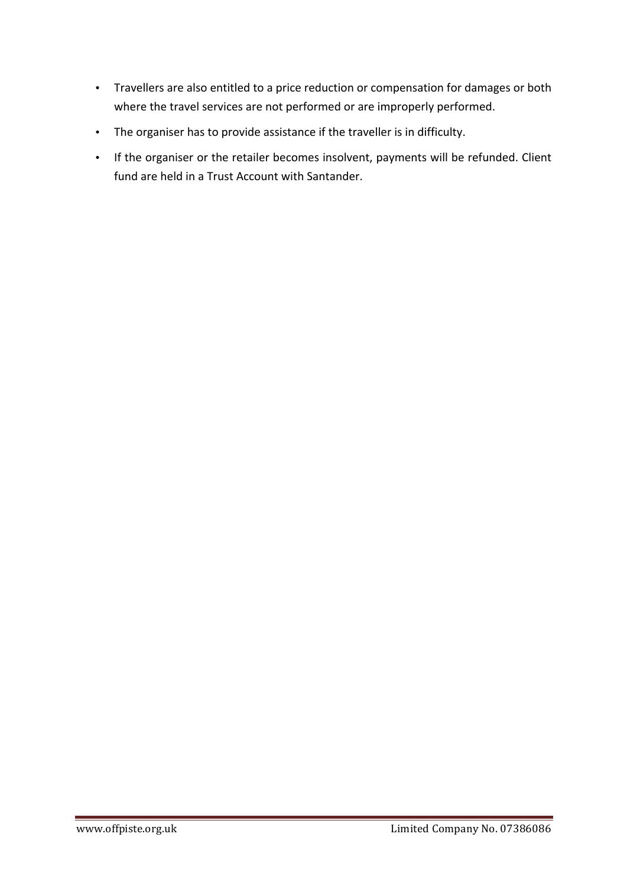- Travellers are also entitled to a price reduction or compensation for damages or both where the travel services are not performed or are improperly performed.
- The organiser has to provide assistance if the traveller is in difficulty.
- If the organiser or the retailer becomes insolvent, payments will be refunded. Client fund are held in a Trust Account with Santander.